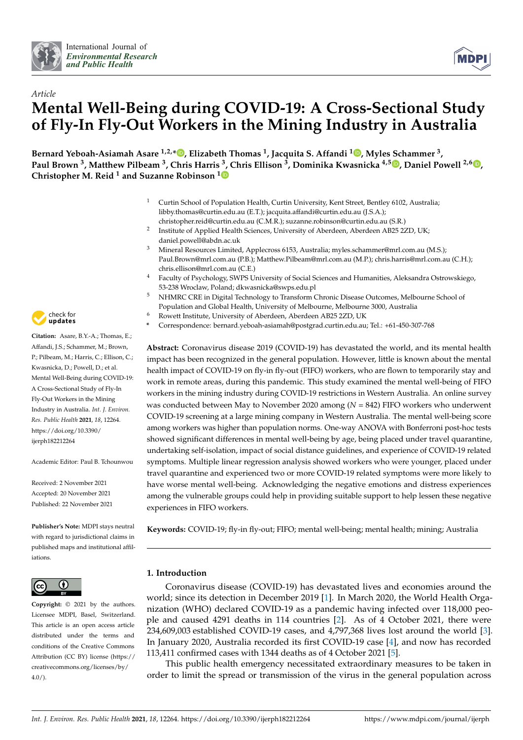*Article*

# Mental Well-Being during COVID-19: A Cross-Sectional Study of Fly-In Fly-Out Workers in the Mining Industry in Australia

**Bernard Yeboah-Asiamah Asare [1,2,*], Elizabeth Thomas [1], Jacquita S. Affandi [1], Myles Schammer [3], Paul Brown [3], Matthew Pilbeam [3], Chris Harris [3], Chris Ellison [3], Dominika Kwasnicka [4,5], Daniel Powell [2,6], Christopher M. Reid [1] and Suzanne Robinson [1]**

[1] Curtin School of Population Health, Curtin University, Kent Street, Bentley 6102, Australia; libby.thomas@curtin.edu.au (E.T.); jacquita.affandi@curtin.edu.au (J.S.A.); christopher.reid@curtin.edu.au (C.M.R.); suzanne.robinson@curtin.edu.au (S.R.)

[2] Institute of Applied Health Sciences, University of Aberdeen, Aberdeen AB25 2ZD, UK; daniel.powell@abdn.ac.uk

[3] Mineral Resources Limited, Applecross 6153, Australia; myles.schammer@mrl.com.au (M.S.); Paul.Brown@mrl.com.au (P.B.); Matthew.Pilbeam@mrl.com.au (M.P.); chris.harris@mrl.com.au (C.H.); chris.ellison@mrl.com.au (C.E.)

[4] Faculty of Psychology, SWPS University of Social Sciences and Humanities, Aleksandra Ostrowskiego, 53-238 Wroclaw, Poland; dkwasnicka@swps.edu.pl

[5] NHMRC CRE in Digital Technology to Transform Chronic Disease Outcomes, Melbourne School of Population and Global Health, University of Melbourne, Melbourne 3000, Australia

[6] Rowett Institute, University of Aberdeen, Aberdeen AB25 2ZD, UK

\* Correspondence: bernard.yeboah-asiamah@postgrad.curtin.edu.au; Tel.: +61-450-307-768

**Citation:** Asare, B.Y.-A.; Thomas, E.; Affandi, J.S.; Schammer, M.; Brown, P.; Pilbeam, M.; Harris, C.; Ellison, C.; Kwasnicka, D.; Powell, D.; et al. Mental Well-Being during COVID-19: A Cross-Sectional Study of Fly-In Fly-Out Workers in the Mining Industry in Australia. *Int. J. Environ. Res. Public Health* **2021**, *18*, 12264. https://doi.org/10.3390/ijerph182212264

Academic Editor: Paul B. Tchounwou

Received: 2 November 2021
Accepted: 20 November 2021
Published: 22 November 2021

**Publisher's Note:** MDPI stays neutral with regard to jurisdictional claims in published maps and institutional affiliations.

**Copyright:** © 2021 by the authors. Licensee MDPI, Basel, Switzerland. This article is an open access article distributed under the terms and conditions of the Creative Commons Attribution (CC BY) license (https://creativecommons.org/licenses/by/4.0/).

**Abstract:** Coronavirus disease 2019 (COVID-19) has devastated the world, and its mental health impact has been recognized in the general population. However, little is known about the mental health impact of COVID-19 on fly-in fly-out (FIFO) workers, who are flown to temporarily stay and work in remote areas, during this pandemic. This study examined the mental well-being of FIFO workers in the mining industry during COVID-19 restrictions in Western Australia. An online survey was conducted between May to November 2020 among ($N$ = 842) FIFO workers who underwent COVID-19 screening at a large mining company in Western Australia. The mental well-being score among workers was higher than population norms. One-way ANOVA with Bonferroni post-hoc tests showed significant differences in mental well-being by age, being placed under travel quarantine, undertaking self-isolation, impact of social distance guidelines, and experience of COVID-19 related symptoms. Multiple linear regression analysis showed workers who were younger, placed under travel quarantine and experienced two or more COVID-19 related symptoms were more likely to have worse mental well-being. Acknowledging the negative emotions and distress experiences among the vulnerable groups could help in providing suitable support to help lessen these negative experiences in FIFO workers.

**Keywords:** COVID-19; fly-in fly-out; FIFO; mental well-being; mental health; mining; Australia

## 1. Introduction

Coronavirus disease (COVID-19) has devastated lives and economies around the world; since its detection in December 2019 [1]. In March 2020, the World Health Organization (WHO) declared COVID-19 as a pandemic having infected over 118,000 people and caused 4291 deaths in 114 countries [2]. As of 4 October 2021, there were 234,609,003 established COVID-19 cases, and 4,797,368 lives lost around the world [3]. In January 2020, Australia recorded its first COVID-19 case [4], and now has recorded 113,411 confirmed cases with 1344 deaths as of 4 October 2021 [5].

This public health emergency necessitated extraordinary measures to be taken in order to limit the spread or transmission of the virus in the general population across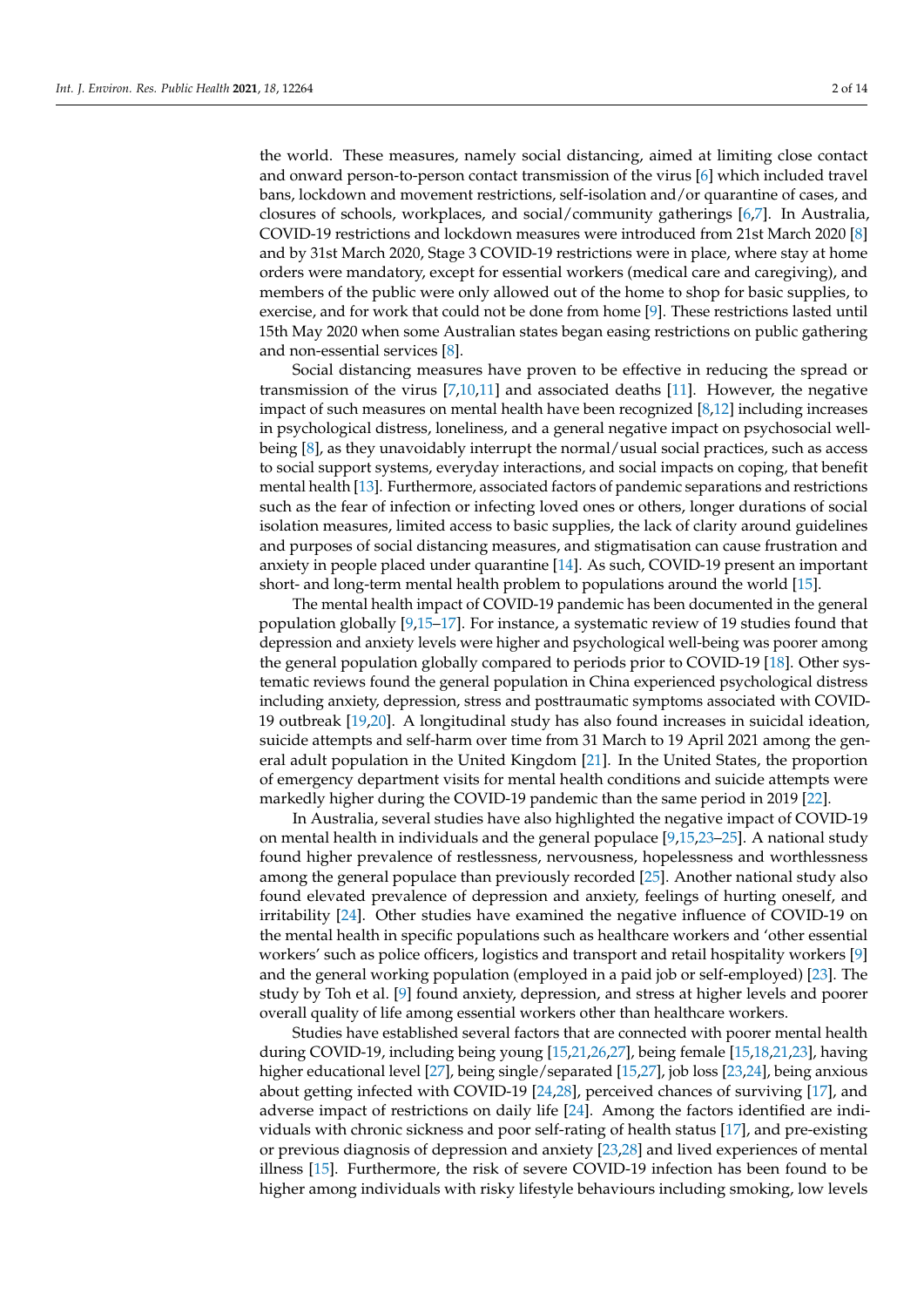the world. These measures, namely social distancing, aimed at limiting close contact and onward person-to-person contact transmission of the virus [6] which included travel bans, lockdown and movement restrictions, self-isolation and/or quarantine of cases, and closures of schools, workplaces, and social/community gatherings [6,7]. In Australia, COVID-19 restrictions and lockdown measures were introduced from 21st March 2020 [8] and by 31st March 2020, Stage 3 COVID-19 restrictions were in place, where stay at home orders were mandatory, except for essential workers (medical care and caregiving), and members of the public were only allowed out of the home to shop for basic supplies, to exercise, and for work that could not be done from home [9]. These restrictions lasted until 15th May 2020 when some Australian states began easing restrictions on public gathering and non-essential services [8].

Social distancing measures have proven to be effective in reducing the spread or transmission of the virus [7,10,11] and associated deaths [11]. However, the negative impact of such measures on mental health have been recognized [8,12] including increases in psychological distress, loneliness, and a general negative impact on psychosocial well-being [8], as they unavoidably interrupt the normal/usual social practices, such as access to social support systems, everyday interactions, and social impacts on coping, that benefit mental health [13]. Furthermore, associated factors of pandemic separations and restrictions such as the fear of infection or infecting loved ones or others, longer durations of social isolation measures, limited access to basic supplies, the lack of clarity around guidelines and purposes of social distancing measures, and stigmatisation can cause frustration and anxiety in people placed under quarantine [14]. As such, COVID-19 present an important short- and long-term mental health problem to populations around the world [15].

The mental health impact of COVID-19 pandemic has been documented in the general population globally [9,15–17]. For instance, a systematic review of 19 studies found that depression and anxiety levels were higher and psychological well-being was poorer among the general population globally compared to periods prior to COVID-19 [18]. Other systematic reviews found the general population in China experienced psychological distress including anxiety, depression, stress and posttraumatic symptoms associated with COVID-19 outbreak [19,20]. A longitudinal study has also found increases in suicidal ideation, suicide attempts and self-harm over time from 31 March to 19 April 2021 among the general adult population in the United Kingdom [21]. In the United States, the proportion of emergency department visits for mental health conditions and suicide attempts were markedly higher during the COVID-19 pandemic than the same period in 2019 [22].

In Australia, several studies have also highlighted the negative impact of COVID-19 on mental health in individuals and the general populace [9,15,23–25]. A national study found higher prevalence of restlessness, nervousness, hopelessness and worthlessness among the general populace than previously recorded [25]. Another national study also found elevated prevalence of depression and anxiety, feelings of hurting oneself, and irritability [24]. Other studies have examined the negative influence of COVID-19 on the mental health in specific populations such as healthcare workers and 'other essential workers' such as police officers, logistics and transport and retail hospitality workers [9] and the general working population (employed in a paid job or self-employed) [23]. The study by Toh et al. [9] found anxiety, depression, and stress at higher levels and poorer overall quality of life among essential workers other than healthcare workers.

Studies have established several factors that are connected with poorer mental health during COVID-19, including being young [15,21,26,27], being female [15,18,21,23], having higher educational level [27], being single/separated [15,27], job loss [23,24], being anxious about getting infected with COVID-19 [24,28], perceived chances of surviving [17], and adverse impact of restrictions on daily life [24]. Among the factors identified are individuals with chronic sickness and poor self-rating of health status [17], and pre-existing or previous diagnosis of depression and anxiety [23,28] and lived experiences of mental illness [15]. Furthermore, the risk of severe COVID-19 infection has been found to be higher among individuals with risky lifestyle behaviours including smoking, low levels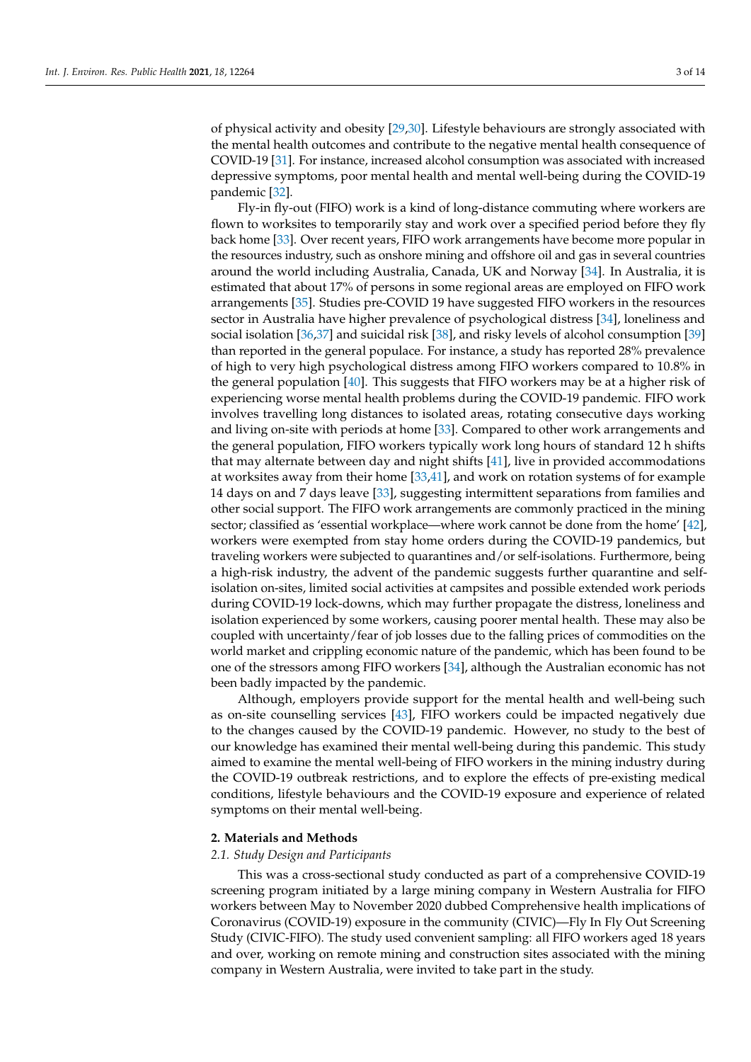of physical activity and obesity [29,30]. Lifestyle behaviours are strongly associated with the mental health outcomes and contribute to the negative mental health consequence of COVID-19 [31]. For instance, increased alcohol consumption was associated with increased depressive symptoms, poor mental health and mental well-being during the COVID-19 pandemic [32].

Fly-in fly-out (FIFO) work is a kind of long-distance commuting where workers are flown to worksites to temporarily stay and work over a specified period before they fly back home [33]. Over recent years, FIFO work arrangements have become more popular in the resources industry, such as onshore mining and offshore oil and gas in several countries around the world including Australia, Canada, UK and Norway [34]. In Australia, it is estimated that about 17% of persons in some regional areas are employed on FIFO work arrangements [35]. Studies pre-COVID 19 have suggested FIFO workers in the resources sector in Australia have higher prevalence of psychological distress [34], loneliness and social isolation [36,37] and suicidal risk [38], and risky levels of alcohol consumption [39] than reported in the general populace. For instance, a study has reported 28% prevalence of high to very high psychological distress among FIFO workers compared to 10.8% in the general population [40]. This suggests that FIFO workers may be at a higher risk of experiencing worse mental health problems during the COVID-19 pandemic. FIFO work involves travelling long distances to isolated areas, rotating consecutive days working and living on-site with periods at home [33]. Compared to other work arrangements and the general population, FIFO workers typically work long hours of standard 12 h shifts that may alternate between day and night shifts [41], live in provided accommodations at worksites away from their home [33,41], and work on rotation systems of for example 14 days on and 7 days leave [33], suggesting intermittent separations from families and other social support. The FIFO work arrangements are commonly practiced in the mining sector; classified as 'essential workplace—where work cannot be done from the home' [42], workers were exempted from stay home orders during the COVID-19 pandemics, but traveling workers were subjected to quarantines and/or self-isolations. Furthermore, being a high-risk industry, the advent of the pandemic suggests further quarantine and self-isolation on-sites, limited social activities at campsites and possible extended work periods during COVID-19 lock-downs, which may further propagate the distress, loneliness and isolation experienced by some workers, causing poorer mental health. These may also be coupled with uncertainty/fear of job losses due to the falling prices of commodities on the world market and crippling economic nature of the pandemic, which has been found to be one of the stressors among FIFO workers [34], although the Australian economic has not been badly impacted by the pandemic.

Although, employers provide support for the mental health and well-being such as on-site counselling services [43], FIFO workers could be impacted negatively due to the changes caused by the COVID-19 pandemic. However, no study to the best of our knowledge has examined their mental well-being during this pandemic. This study aimed to examine the mental well-being of FIFO workers in the mining industry during the COVID-19 outbreak restrictions, and to explore the effects of pre-existing medical conditions, lifestyle behaviours and the COVID-19 exposure and experience of related symptoms on their mental well-being.

## 2. Materials and Methods

### *2.1. Study Design and Participants*

This was a cross-sectional study conducted as part of a comprehensive COVID-19 screening program initiated by a large mining company in Western Australia for FIFO workers between May to November 2020 dubbed Comprehensive health implications of Coronavirus (COVID-19) exposure in the community (CIVIC)—Fly In Fly Out Screening Study (CIVIC-FIFO). The study used convenient sampling: all FIFO workers aged 18 years and over, working on remote mining and construction sites associated with the mining company in Western Australia, were invited to take part in the study.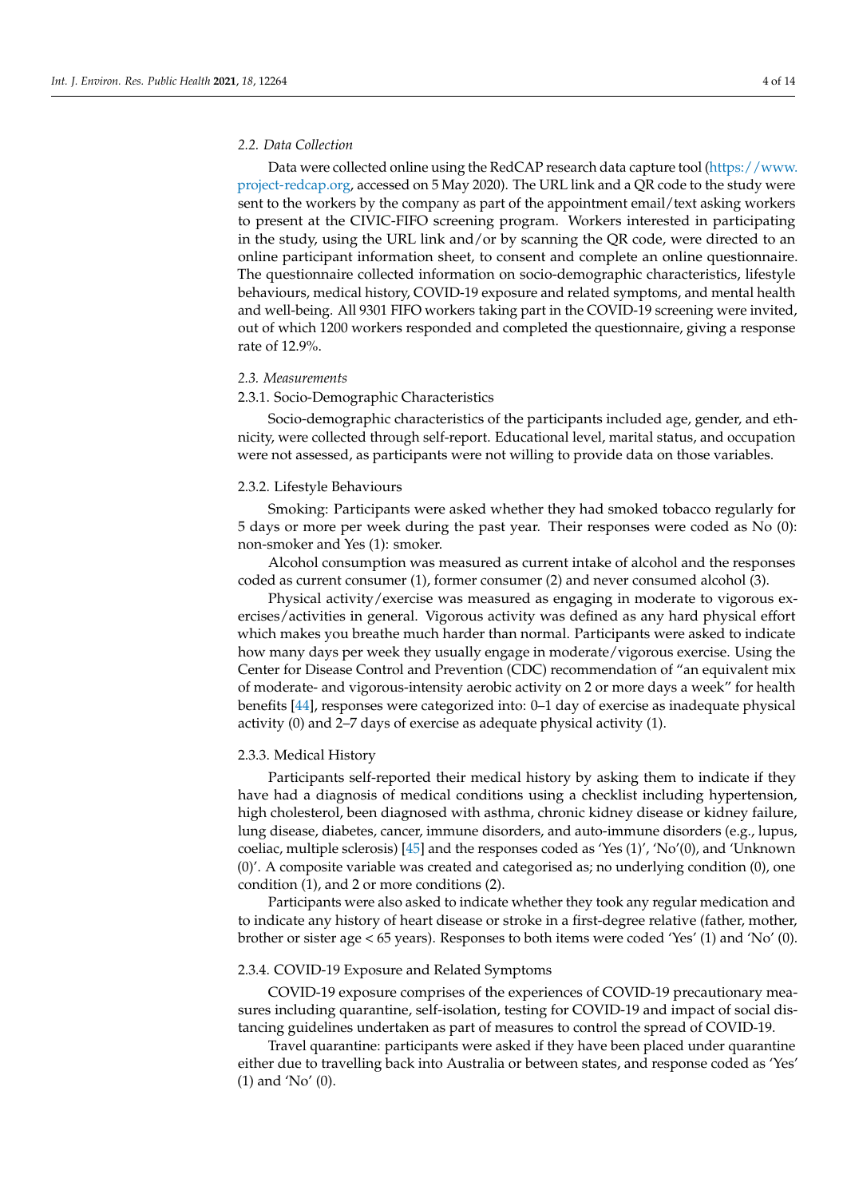### 2.2. Data Collection

Data were collected online using the RedCAP research data capture tool (https://www.project-redcap.org, accessed on 5 May 2020). The URL link and a QR code to the study were sent to the workers by the company as part of the appointment email/text asking workers to present at the CIVIC-FIFO screening program. Workers interested in participating in the study, using the URL link and/or by scanning the QR code, were directed to an online participant information sheet, to consent and complete an online questionnaire. The questionnaire collected information on socio-demographic characteristics, lifestyle behaviours, medical history, COVID-19 exposure and related symptoms, and mental health and well-being. All 9301 FIFO workers taking part in the COVID-19 screening were invited, out of which 1200 workers responded and completed the questionnaire, giving a response rate of 12.9%.

### 2.3. Measurements

#### 2.3.1. Socio-Demographic Characteristics

Socio-demographic characteristics of the participants included age, gender, and ethnicity, were collected through self-report. Educational level, marital status, and occupation were not assessed, as participants were not willing to provide data on those variables.

#### 2.3.2. Lifestyle Behaviours

Smoking: Participants were asked whether they had smoked tobacco regularly for 5 days or more per week during the past year. Their responses were coded as No (0): non-smoker and Yes (1): smoker.

Alcohol consumption was measured as current intake of alcohol and the responses coded as current consumer (1), former consumer (2) and never consumed alcohol (3).

Physical activity/exercise was measured as engaging in moderate to vigorous exercises/activities in general. Vigorous activity was defined as any hard physical effort which makes you breathe much harder than normal. Participants were asked to indicate how many days per week they usually engage in moderate/vigorous exercise. Using the Center for Disease Control and Prevention (CDC) recommendation of "an equivalent mix of moderate- and vigorous-intensity aerobic activity on 2 or more days a week" for health benefits [44], responses were categorized into: 0–1 day of exercise as inadequate physical activity (0) and 2–7 days of exercise as adequate physical activity (1).

#### 2.3.3. Medical History

Participants self-reported their medical history by asking them to indicate if they have had a diagnosis of medical conditions using a checklist including hypertension, high cholesterol, been diagnosed with asthma, chronic kidney disease or kidney failure, lung disease, diabetes, cancer, immune disorders, and auto-immune disorders (e.g., lupus, coeliac, multiple sclerosis) [45] and the responses coded as 'Yes (1)', 'No'(0), and 'Unknown (0)'. A composite variable was created and categorised as; no underlying condition (0), one condition (1), and 2 or more conditions (2).

Participants were also asked to indicate whether they took any regular medication and to indicate any history of heart disease or stroke in a first-degree relative (father, mother, brother or sister age < 65 years). Responses to both items were coded 'Yes' (1) and 'No' (0).

#### 2.3.4. COVID-19 Exposure and Related Symptoms

COVID-19 exposure comprises of the experiences of COVID-19 precautionary measures including quarantine, self-isolation, testing for COVID-19 and impact of social distancing guidelines undertaken as part of measures to control the spread of COVID-19.

Travel quarantine: participants were asked if they have been placed under quarantine either due to travelling back into Australia or between states, and response coded as 'Yes' (1) and 'No' (0).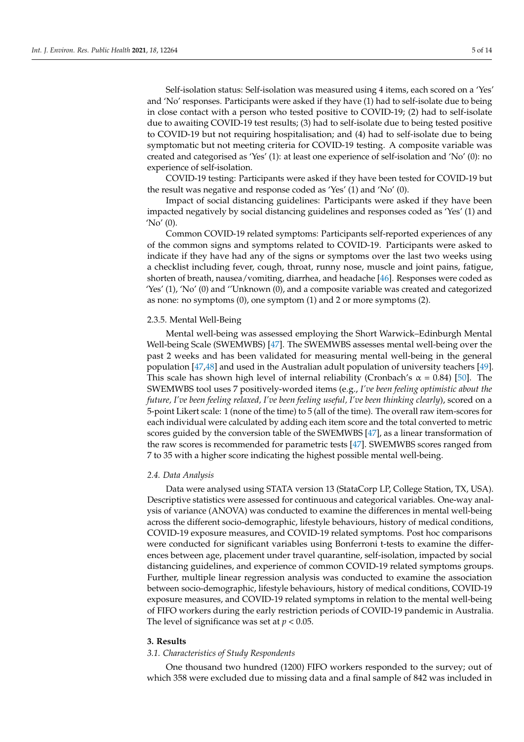Self-isolation status: Self-isolation was measured using 4 items, each scored on a 'Yes' and 'No' responses. Participants were asked if they have (1) had to self-isolate due to being in close contact with a person who tested positive to COVID-19; (2) had to self-isolate due to awaiting COVID-19 test results; (3) had to self-isolate due to being tested positive to COVID-19 but not requiring hospitalisation; and (4) had to self-isolate due to being symptomatic but not meeting criteria for COVID-19 testing. A composite variable was created and categorised as 'Yes' (1): at least one experience of self-isolation and 'No' (0): no experience of self-isolation.

COVID-19 testing: Participants were asked if they have been tested for COVID-19 but the result was negative and response coded as 'Yes' (1) and 'No' (0).

Impact of social distancing guidelines: Participants were asked if they have been impacted negatively by social distancing guidelines and responses coded as 'Yes' (1) and 'No' (0).

Common COVID-19 related symptoms: Participants self-reported experiences of any of the common signs and symptoms related to COVID-19. Participants were asked to indicate if they have had any of the signs or symptoms over the last two weeks using a checklist including fever, cough, throat, runny nose, muscle and joint pains, fatigue, shorten of breath, nausea/vomiting, diarrhea, and headache [46]. Responses were coded as 'Yes' (1), 'No' (0) and ''Unknown (0), and a composite variable was created and categorized as none: no symptoms (0), one symptom (1) and 2 or more symptoms (2).

#### 2.3.5. Mental Well-Being

Mental well-being was assessed employing the Short Warwick–Edinburgh Mental Well-being Scale (SWEMWBS) [47]. The SWEMWBS assesses mental well-being over the past 2 weeks and has been validated for measuring mental well-being in the general population [47,48] and used in the Australian adult population of university teachers [49]. This scale has shown high level of internal reliability (Cronbach's $\alpha = 0.84$) [50]. The SWEMWBS tool uses 7 positively-worded items (e.g., *I've been feeling optimistic about the future, I've been feeling relaxed, I've been feeling useful, I've been thinking clearly*), scored on a 5-point Likert scale: 1 (none of the time) to 5 (all of the time). The overall raw item-scores for each individual were calculated by adding each item score and the total converted to metric scores guided by the conversion table of the SWEMWBS [47], as a linear transformation of the raw scores is recommended for parametric tests [47]. SWEMWBS scores ranged from 7 to 35 with a higher score indicating the highest possible mental well-being.

### *2.4. Data Analysis*

Data were analysed using STATA version 13 (StataCorp LP, College Station, TX, USA). Descriptive statistics were assessed for continuous and categorical variables. One-way analysis of variance (ANOVA) was conducted to examine the differences in mental well-being across the different socio-demographic, lifestyle behaviours, history of medical conditions, COVID-19 exposure measures, and COVID-19 related symptoms. Post hoc comparisons were conducted for significant variables using Bonferroni t-tests to examine the differences between age, placement under travel quarantine, self-isolation, impacted by social distancing guidelines, and experience of common COVID-19 related symptoms groups. Further, multiple linear regression analysis was conducted to examine the association between socio-demographic, lifestyle behaviours, history of medical conditions, COVID-19 exposure measures, and COVID-19 related symptoms in relation to the mental well-being of FIFO workers during the early restriction periods of COVID-19 pandemic in Australia. The level of significance was set at $p < 0.05$.

## 3. Results

### *3.1. Characteristics of Study Respondents*

One thousand two hundred (1200) FIFO workers responded to the survey; out of which 358 were excluded due to missing data and a final sample of 842 was included in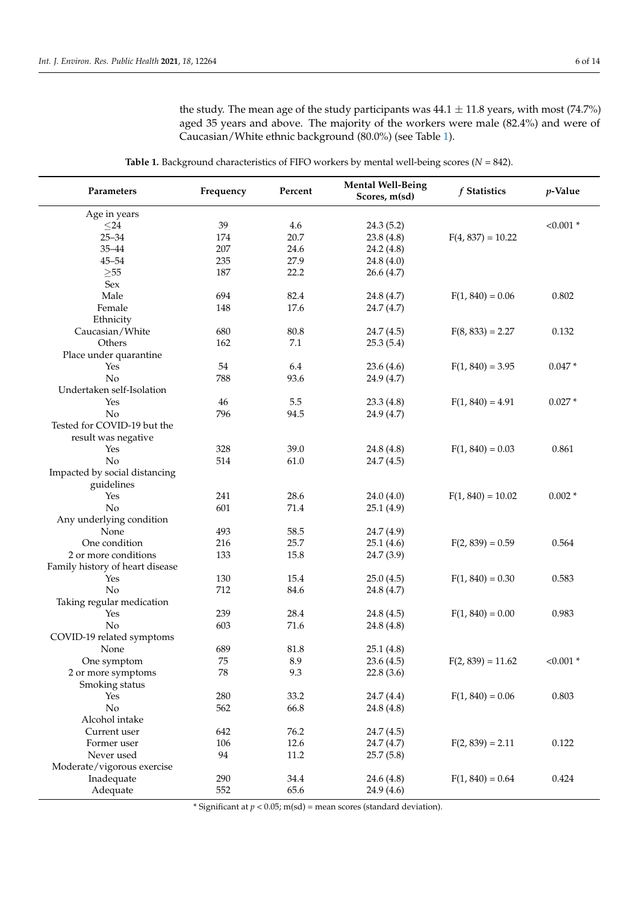the study. The mean age of the study participants was $44.1 \pm 11.8$ years, with most (74.7%) aged 35 years and above. The majority of the workers were male (82.4%) and were of Caucasian/White ethnic background (80.0%) (see Table 1).

**Table 1.** Background characteristics of FIFO workers by mental well-being scores ($N = 842$).

| Parameters | Frequency | Percent | Mental Well-Being Scores, m(sd) | *f* Statistics | *p*-Value |
|---|---|---|---|---|---|
| Age in years | | | | | |
| ≤24 | 39 | 4.6 | 24.3 (5.2) | | <0.001 * |
| 25–34 | 174 | 20.7 | 23.8 (4.8) | F(4, 837) = 10.22 | |
| 35–44 | 207 | 24.6 | 24.2 (4.8) | | |
| 45–54 | 235 | 27.9 | 24.8 (4.0) | | |
| ≥55 | 187 | 22.2 | 26.6 (4.7) | | |
| Sex | | | | | |
| Male | 694 | 82.4 | 24.8 (4.7) | F(1, 840) = 0.06 | 0.802 |
| Female | 148 | 17.6 | 24.7 (4.7) | | |
| Ethnicity | | | | | |
| Caucasian/White | 680 | 80.8 | 24.7 (4.5) | F(8, 833) = 2.27 | 0.132 |
| Others | 162 | 7.1 | 25.3 (5.4) | | |
| Place under quarantine | | | | | |
| Yes | 54 | 6.4 | 23.6 (4.6) | F(1, 840) = 3.95 | 0.047 * |
| No | 788 | 93.6 | 24.9 (4.7) | | |
| Undertaken self-Isolation | | | | | |
| Yes | 46 | 5.5 | 23.3 (4.8) | F(1, 840) = 4.91 | 0.027 * |
| No | 796 | 94.5 | 24.9 (4.7) | | |
| Tested for COVID-19 but the result was negative | | | | | |
| Yes | 328 | 39.0 | 24.8 (4.8) | F(1, 840) = 0.03 | 0.861 |
| No | 514 | 61.0 | 24.7 (4.5) | | |
| Impacted by social distancing guidelines | | | | | |
| Yes | 241 | 28.6 | 24.0 (4.0) | F(1, 840) = 10.02 | 0.002 * |
| No | 601 | 71.4 | 25.1 (4.9) | | |
| Any underlying condition | | | | | |
| None | 493 | 58.5 | 24.7 (4.9) | | |
| One condition | 216 | 25.7 | 25.1 (4.6) | F(2, 839) = 0.59 | 0.564 |
| 2 or more conditions | 133 | 15.8 | 24.7 (3.9) | | |
| Family history of heart disease | | | | | |
| Yes | 130 | 15.4 | 25.0 (4.5) | F(1, 840) = 0.30 | 0.583 |
| No | 712 | 84.6 | 24.8 (4.7) | | |
| Taking regular medication | | | | | |
| Yes | 239 | 28.4 | 24.8 (4.5) | F(1, 840) = 0.00 | 0.983 |
| No | 603 | 71.6 | 24.8 (4.8) | | |
| COVID-19 related symptoms | | | | | |
| None | 689 | 81.8 | 25.1 (4.8) | | |
| One symptom | 75 | 8.9 | 23.6 (4.5) | F(2, 839) = 11.62 | <0.001 * |
| 2 or more symptoms | 78 | 9.3 | 22.8 (3.6) | | |
| Smoking status | | | | | |
| Yes | 280 | 33.2 | 24.7 (4.4) | F(1, 840) = 0.06 | 0.803 |
| No | 562 | 66.8 | 24.8 (4.8) | | |
| Alcohol intake | | | | | |
| Current user | 642 | 76.2 | 24.7 (4.5) | | |
| Former user | 106 | 12.6 | 24.7 (4.7) | F(2, 839) = 2.11 | 0.122 |
| Never used | 94 | 11.2 | 25.7 (5.8) | | |
| Moderate/vigorous exercise | | | | | |
| Inadequate | 290 | 34.4 | 24.6 (4.8) | F(1, 840) = 0.64 | 0.424 |
| Adequate | 552 | 65.6 | 24.9 (4.6) | | |

\* Significant at $p < 0.05$; m(sd) = mean scores (standard deviation).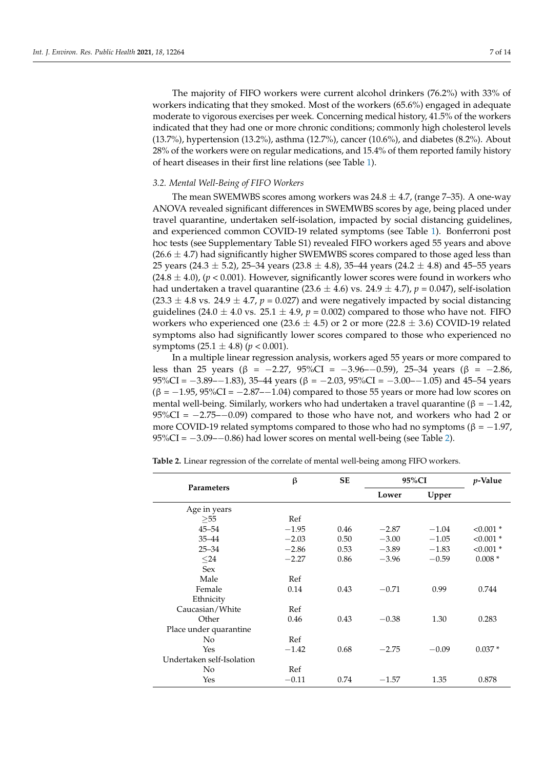The majority of FIFO workers were current alcohol drinkers (76.2%) with 33% of workers indicating that they smoked. Most of the workers (65.6%) engaged in adequate moderate to vigorous exercises per week. Concerning medical history, 41.5% of the workers indicated that they had one or more chronic conditions; commonly high cholesterol levels (13.7%), hypertension (13.2%), asthma (12.7%), cancer (10.6%), and diabetes (8.2%). About 28% of the workers were on regular medications, and 15.4% of them reported family history of heart diseases in their first line relations (see Table 1).

### 3.2. Mental Well-Being of FIFO Workers

The mean SWEMWBS scores among workers was $24.8 \pm 4.7$, (range 7–35). A one-way ANOVA revealed significant differences in SWEMWBS scores by age, being placed under travel quarantine, undertaken self-isolation, impacted by social distancing guidelines, and experienced common COVID-19 related symptoms (see Table 1). Bonferroni post hoc tests (see Supplementary Table S1) revealed FIFO workers aged 55 years and above ($26.6 \pm 4.7$) had significantly higher SWEMWBS scores compared to those aged less than 25 years ($24.3 \pm 5.2$), 25–34 years ($23.8 \pm 4.8$), 35–44 years ($24.2 \pm 4.8$) and 45–55 years ($24.8 \pm 4.0$), ($p < 0.001$). However, significantly lower scores were found in workers who had undertaken a travel quarantine ($23.6 \pm 4.6$) vs. $24.9 \pm 4.7$), $p = 0.047$), self-isolation ($23.3 \pm 4.8$ vs. $24.9 \pm 4.7$, $p = 0.027$) and were negatively impacted by social distancing guidelines ($24.0 \pm 4.0$ vs. $25.1 \pm 4.9$, $p = 0.002$) compared to those who have not. FIFO workers who experienced one ($23.6 \pm 4.5$) or 2 or more ($22.8 \pm 3.6$) COVID-19 related symptoms also had significantly lower scores compared to those who experienced no symptoms ($25.1 \pm 4.8$) ($p < 0.001$).

In a multiple linear regression analysis, workers aged 55 years or more compared to less than 25 years (β = −2.27, 95%CI = −3.96–−0.59), 25–34 years (β = −2.86, 95%CI = −3.89–−1.83), 35–44 years (β = −2.03, 95%CI = −3.00–−1.05) and 45–54 years (β = −1.95, 95%CI = −2.87–−1.04) compared to those 55 years or more had low scores on mental well-being. Similarly, workers who had undertaken a travel quarantine (β = −1.42, 95%CI = −2.75–−0.09) compared to those who have not, and workers who had 2 or more COVID-19 related symptoms compared to those who had no symptoms (β = −1.97, 95%CI = −3.09–−0.86) had lower scores on mental well-being (see Table 2).

**Table 2.** Linear regression of the correlate of mental well-being among FIFO workers.

| Parameters | β | SE | 95%CI | | *p*-Value |
|---|---|---|---|---|---|
| | | | Lower | Upper | |
| Age in years | | | | | |
| ≥55 | Ref | | | | |
| 45–54 | −1.95 | 0.46 | −2.87 | −1.04 | <0.001 * |
| 35–44 | −2.03 | 0.50 | −3.00 | −1.05 | <0.001 * |
| 25–34 | −2.86 | 0.53 | −3.89 | −1.83 | <0.001 * |
| ≤24 | −2.27 | 0.86 | −3.96 | −0.59 | 0.008 * |
| Sex | | | | | |
| Male | Ref | | | | |
| Female | 0.14 | 0.43 | −0.71 | 0.99 | 0.744 |
| Ethnicity | | | | | |
| Caucasian/White | Ref | | | | |
| Other | 0.46 | 0.43 | −0.38 | 1.30 | 0.283 |
| Place under quarantine | | | | | |
| No | Ref | | | | |
| Yes | −1.42 | 0.68 | −2.75 | −0.09 | 0.037 * |
| Undertaken self-Isolation | | | | | |
| No | Ref | | | | |
| Yes | −0.11 | 0.74 | −1.57 | 1.35 | 0.878 |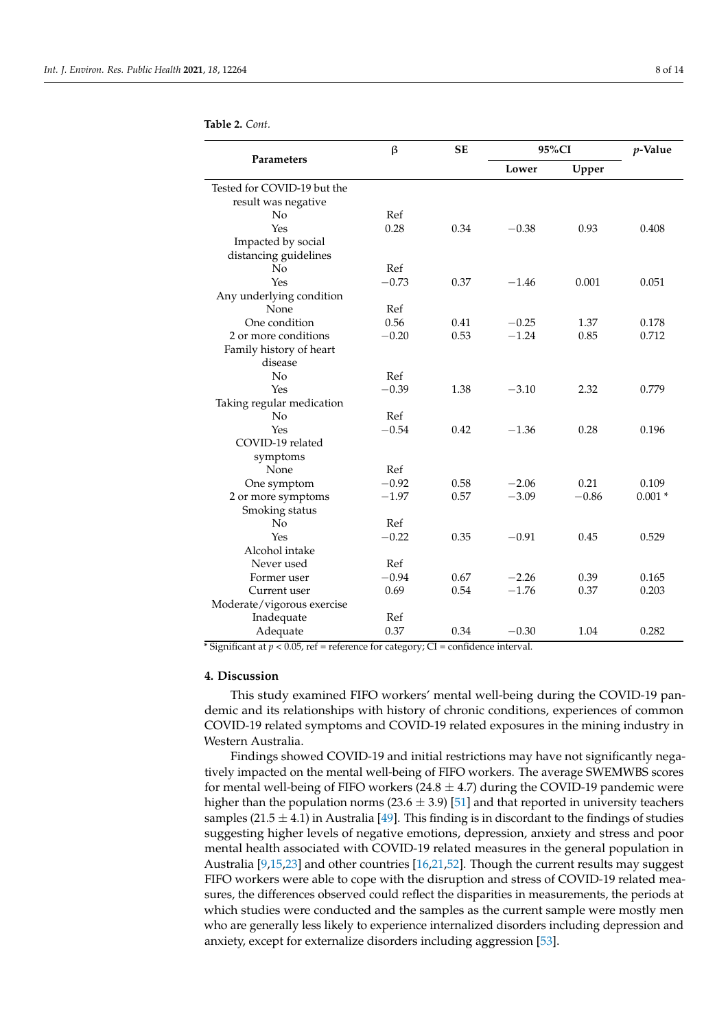**Table 2.** *Cont.*

| Parameters | β | SE | 95%CI | | *p*-Value |
|---|---|---|---|---|---|
| | | | Lower | Upper | |
| Tested for COVID-19 but the result was negative | | | | | |
| No | Ref | | | | |
| Yes | 0.28 | 0.34 | −0.38 | 0.93 | 0.408 |
| Impacted by social distancing guidelines | | | | | |
| No | Ref | | | | |
| Yes | −0.73 | 0.37 | −1.46 | 0.001 | 0.051 |
| Any underlying condition | | | | | |
| None | Ref | | | | |
| One condition | 0.56 | 0.41 | −0.25 | 1.37 | 0.178 |
| 2 or more conditions | −0.20 | 0.53 | −1.24 | 0.85 | 0.712 |
| Family history of heart disease | | | | | |
| No | Ref | | | | |
| Yes | −0.39 | 1.38 | −3.10 | 2.32 | 0.779 |
| Taking regular medication | | | | | |
| No | Ref | | | | |
| Yes | −0.54 | 0.42 | −1.36 | 0.28 | 0.196 |
| COVID-19 related symptoms | | | | | |
| None | Ref | | | | |
| One symptom | −0.92 | 0.58 | −2.06 | 0.21 | 0.109 |
| 2 or more symptoms | −1.97 | 0.57 | −3.09 | −0.86 | 0.001 * |
| Smoking status | | | | | |
| No | Ref | | | | |
| Yes | −0.22 | 0.35 | −0.91 | 0.45 | 0.529 |
| Alcohol intake | | | | | |
| Never used | Ref | | | | |
| Former user | −0.94 | 0.67 | −2.26 | 0.39 | 0.165 |
| Current user | 0.69 | 0.54 | −1.76 | 0.37 | 0.203 |
| Moderate/vigorous exercise | | | | | |
| Inadequate | Ref | | | | |
| Adequate | 0.37 | 0.34 | −0.30 | 1.04 | 0.282 |

* Significant at $p < 0.05$, ref = reference for category; CI = confidence interval.

## 4. Discussion

This study examined FIFO workers' mental well-being during the COVID-19 pandemic and its relationships with history of chronic conditions, experiences of common COVID-19 related symptoms and COVID-19 related exposures in the mining industry in Western Australia.

Findings showed COVID-19 and initial restrictions may have not significantly negatively impacted on the mental well-being of FIFO workers. The average SWEMWBS scores for mental well-being of FIFO workers (24.8 ± 4.7) during the COVID-19 pandemic were higher than the population norms (23.6 ± 3.9) [51] and that reported in university teachers samples (21.5 ± 4.1) in Australia [49]. This finding is in discordant to the findings of studies suggesting higher levels of negative emotions, depression, anxiety and stress and poor mental health associated with COVID-19 related measures in the general population in Australia [9,15,23] and other countries [16,21,52]. Though the current results may suggest FIFO workers were able to cope with the disruption and stress of COVID-19 related measures, the differences observed could reflect the disparities in measurements, the periods at which studies were conducted and the samples as the current sample were mostly men who are generally less likely to experience internalized disorders including depression and anxiety, except for externalize disorders including aggression [53].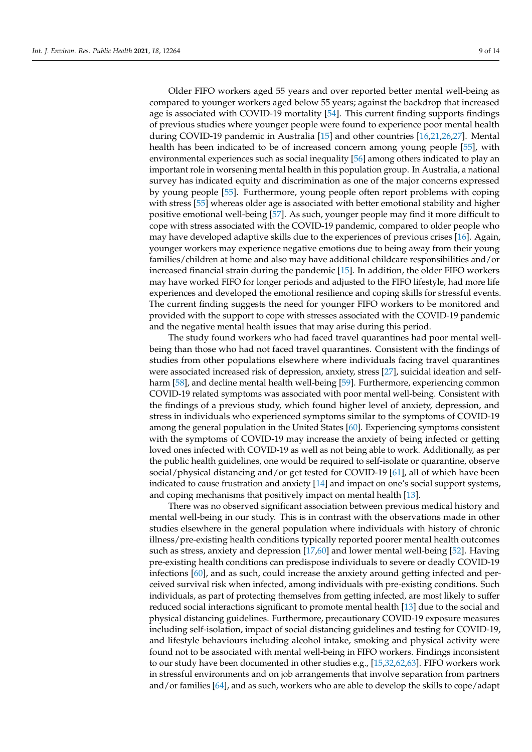Older FIFO workers aged 55 years and over reported better mental well-being as compared to younger workers aged below 55 years; against the backdrop that increased age is associated with COVID-19 mortality [54]. This current finding supports findings of previous studies where younger people were found to experience poor mental health during COVID-19 pandemic in Australia [15] and other countries [16,21,26,27]. Mental health has been indicated to be of increased concern among young people [55], with environmental experiences such as social inequality [56] among others indicated to play an important role in worsening mental health in this population group. In Australia, a national survey has indicated equity and discrimination as one of the major concerns expressed by young people [55]. Furthermore, young people often report problems with coping with stress [55] whereas older age is associated with better emotional stability and higher positive emotional well-being [57]. As such, younger people may find it more difficult to cope with stress associated with the COVID-19 pandemic, compared to older people who may have developed adaptive skills due to the experiences of previous crises [16]. Again, younger workers may experience negative emotions due to being away from their young families/children at home and also may have additional childcare responsibilities and/or increased financial strain during the pandemic [15]. In addition, the older FIFO workers may have worked FIFO for longer periods and adjusted to the FIFO lifestyle, had more life experiences and developed the emotional resilience and coping skills for stressful events. The current finding suggests the need for younger FIFO workers to be monitored and provided with the support to cope with stresses associated with the COVID-19 pandemic and the negative mental health issues that may arise during this period.

The study found workers who had faced travel quarantines had poor mental well-being than those who had not faced travel quarantines. Consistent with the findings of studies from other populations elsewhere where individuals facing travel quarantines were associated increased risk of depression, anxiety, stress [27], suicidal ideation and self-harm [58], and decline mental health well-being [59]. Furthermore, experiencing common COVID-19 related symptoms was associated with poor mental well-being. Consistent with the findings of a previous study, which found higher level of anxiety, depression, and stress in individuals who experienced symptoms similar to the symptoms of COVID-19 among the general population in the United States [60]. Experiencing symptoms consistent with the symptoms of COVID-19 may increase the anxiety of being infected or getting loved ones infected with COVID-19 as well as not being able to work. Additionally, as per the public health guidelines, one would be required to self-isolate or quarantine, observe social/physical distancing and/or get tested for COVID-19 [61], all of which have been indicated to cause frustration and anxiety [14] and impact on one's social support systems, and coping mechanisms that positively impact on mental health [13].

There was no observed significant association between previous medical history and mental well-being in our study. This is in contrast with the observations made in other studies elsewhere in the general population where individuals with history of chronic illness/pre-existing health conditions typically reported poorer mental health outcomes such as stress, anxiety and depression [17,60] and lower mental well-being [52]. Having pre-existing health conditions can predispose individuals to severe or deadly COVID-19 infections [60], and as such, could increase the anxiety around getting infected and perceived survival risk when infected, among individuals with pre-existing conditions. Such individuals, as part of protecting themselves from getting infected, are most likely to suffer reduced social interactions significant to promote mental health [13] due to the social and physical distancing guidelines. Furthermore, precautionary COVID-19 exposure measures including self-isolation, impact of social distancing guidelines and testing for COVID-19, and lifestyle behaviours including alcohol intake, smoking and physical activity were found not to be associated with mental well-being in FIFO workers. Findings inconsistent to our study have been documented in other studies e.g., [15,32,62,63]. FIFO workers work in stressful environments and on job arrangements that involve separation from partners and/or families [64], and as such, workers who are able to develop the skills to cope/adapt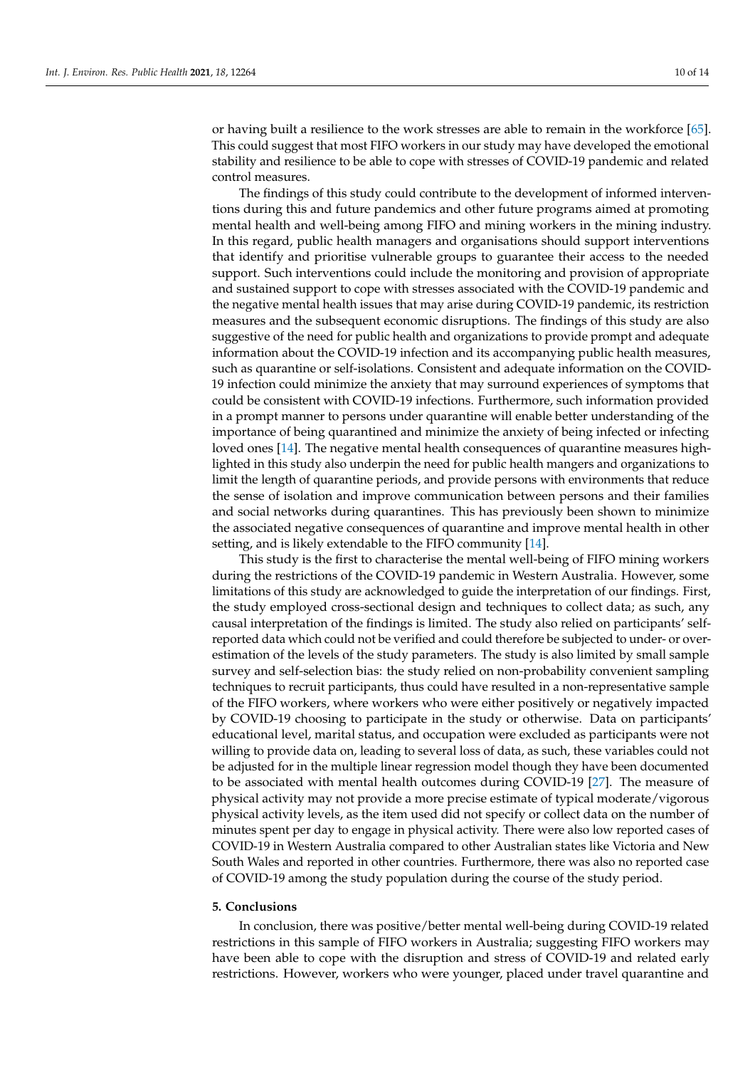or having built a resilience to the work stresses are able to remain in the workforce [65]. This could suggest that most FIFO workers in our study may have developed the emotional stability and resilience to be able to cope with stresses of COVID-19 pandemic and related control measures.

The findings of this study could contribute to the development of informed interventions during this and future pandemics and other future programs aimed at promoting mental health and well-being among FIFO and mining workers in the mining industry. In this regard, public health managers and organisations should support interventions that identify and prioritise vulnerable groups to guarantee their access to the needed support. Such interventions could include the monitoring and provision of appropriate and sustained support to cope with stresses associated with the COVID-19 pandemic and the negative mental health issues that may arise during COVID-19 pandemic, its restriction measures and the subsequent economic disruptions. The findings of this study are also suggestive of the need for public health and organizations to provide prompt and adequate information about the COVID-19 infection and its accompanying public health measures, such as quarantine or self-isolations. Consistent and adequate information on the COVID-19 infection could minimize the anxiety that may surround experiences of symptoms that could be consistent with COVID-19 infections. Furthermore, such information provided in a prompt manner to persons under quarantine will enable better understanding of the importance of being quarantined and minimize the anxiety of being infected or infecting loved ones [14]. The negative mental health consequences of quarantine measures highlighted in this study also underpin the need for public health mangers and organizations to limit the length of quarantine periods, and provide persons with environments that reduce the sense of isolation and improve communication between persons and their families and social networks during quarantines. This has previously been shown to minimize the associated negative consequences of quarantine and improve mental health in other setting, and is likely extendable to the FIFO community [14].

This study is the first to characterise the mental well-being of FIFO mining workers during the restrictions of the COVID-19 pandemic in Western Australia. However, some limitations of this study are acknowledged to guide the interpretation of our findings. First, the study employed cross-sectional design and techniques to collect data; as such, any causal interpretation of the findings is limited. The study also relied on participants' self-reported data which could not be verified and could therefore be subjected to under- or over-estimation of the levels of the study parameters. The study is also limited by small sample survey and self-selection bias: the study relied on non-probability convenient sampling techniques to recruit participants, thus could have resulted in a non-representative sample of the FIFO workers, where workers who were either positively or negatively impacted by COVID-19 choosing to participate in the study or otherwise. Data on participants' educational level, marital status, and occupation were excluded as participants were not willing to provide data on, leading to several loss of data, as such, these variables could not be adjusted for in the multiple linear regression model though they have been documented to be associated with mental health outcomes during COVID-19 [27]. The measure of physical activity may not provide a more precise estimate of typical moderate/vigorous physical activity levels, as the item used did not specify or collect data on the number of minutes spent per day to engage in physical activity. There were also low reported cases of COVID-19 in Western Australia compared to other Australian states like Victoria and New South Wales and reported in other countries. Furthermore, there was also no reported case of COVID-19 among the study population during the course of the study period.

## 5. Conclusions

In conclusion, there was positive/better mental well-being during COVID-19 related restrictions in this sample of FIFO workers in Australia; suggesting FIFO workers may have been able to cope with the disruption and stress of COVID-19 and related early restrictions. However, workers who were younger, placed under travel quarantine and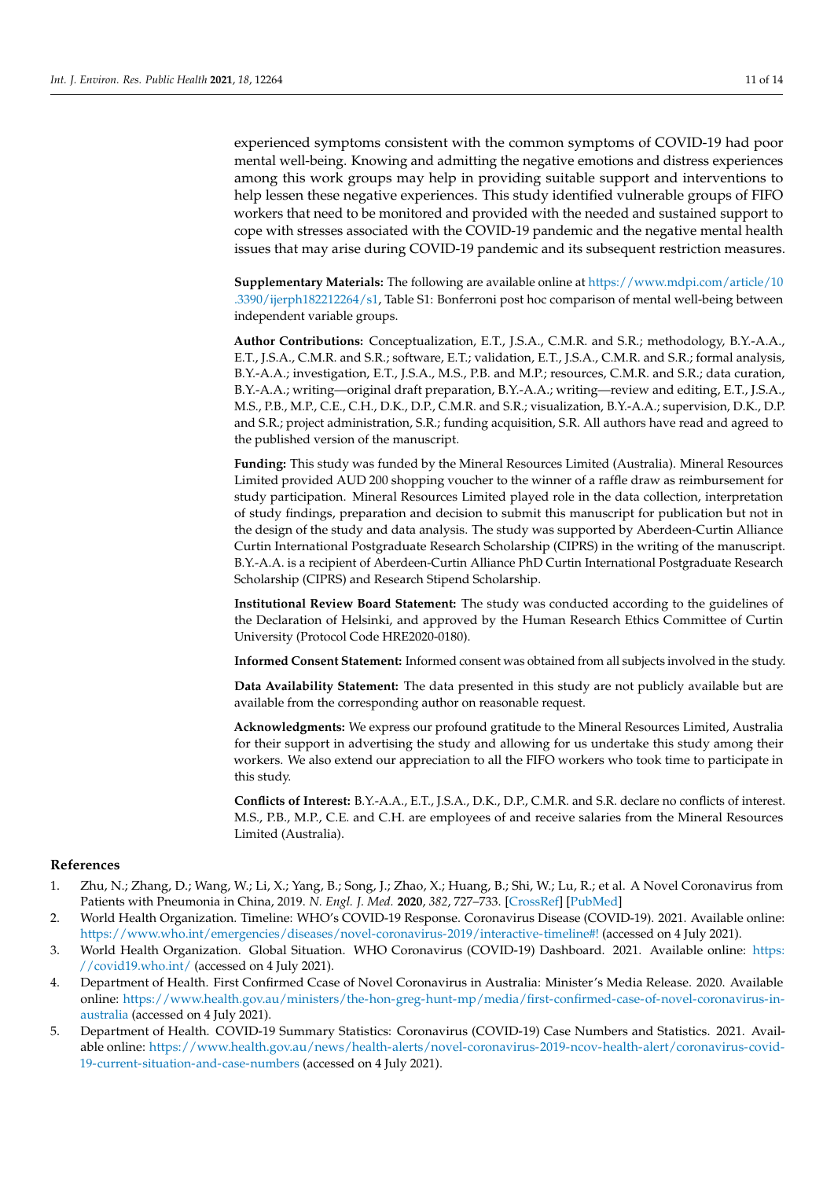experienced symptoms consistent with the common symptoms of COVID-19 had poor mental well-being. Knowing and admitting the negative emotions and distress experiences among this work groups may help in providing suitable support and interventions to help lessen these negative experiences. This study identified vulnerable groups of FIFO workers that need to be monitored and provided with the needed and sustained support to cope with stresses associated with the COVID-19 pandemic and the negative mental health issues that may arise during COVID-19 pandemic and its subsequent restriction measures.

**Supplementary Materials:** The following are available online at https://www.mdpi.com/article/10.3390/ijerph182212264/s1, Table S1: Bonferroni post hoc comparison of mental well-being between independent variable groups.

**Author Contributions:** Conceptualization, E.T., J.S.A., C.M.R. and S.R.; methodology, B.Y.-A.A., E.T., J.S.A., C.M.R. and S.R.; software, E.T.; validation, E.T., J.S.A., C.M.R. and S.R.; formal analysis, B.Y.-A.A.; investigation, E.T., J.S.A., M.S., P.B. and M.P.; resources, C.M.R. and S.R.; data curation, B.Y.-A.A.; writing—original draft preparation, B.Y.-A.A.; writing—review and editing, E.T., J.S.A., M.S., P.B., M.P., C.E., C.H., D.K., D.P., C.M.R. and S.R.; visualization, B.Y.-A.A.; supervision, D.K., D.P. and S.R.; project administration, S.R.; funding acquisition, S.R. All authors have read and agreed to the published version of the manuscript.

**Funding:** This study was funded by the Mineral Resources Limited (Australia). Mineral Resources Limited provided AUD 200 shopping voucher to the winner of a raffle draw as reimbursement for study participation. Mineral Resources Limited played role in the data collection, interpretation of study findings, preparation and decision to submit this manuscript for publication but not in the design of the study and data analysis. The study was supported by Aberdeen-Curtin Alliance Curtin International Postgraduate Research Scholarship (CIPRS) in the writing of the manuscript. B.Y.-A.A. is a recipient of Aberdeen-Curtin Alliance PhD Curtin International Postgraduate Research Scholarship (CIPRS) and Research Stipend Scholarship.

**Institutional Review Board Statement:** The study was conducted according to the guidelines of the Declaration of Helsinki, and approved by the Human Research Ethics Committee of Curtin University (Protocol Code HRE2020-0180).

**Informed Consent Statement:** Informed consent was obtained from all subjects involved in the study.

**Data Availability Statement:** The data presented in this study are not publicly available but are available from the corresponding author on reasonable request.

**Acknowledgments:** We express our profound gratitude to the Mineral Resources Limited, Australia for their support in advertising the study and allowing for us undertake this study among their workers. We also extend our appreciation to all the FIFO workers who took time to participate in this study.

**Conflicts of Interest:** B.Y.-A.A., E.T., J.S.A., D.K., D.P., C.M.R. and S.R. declare no conflicts of interest. M.S., P.B., M.P., C.E. and C.H. are employees of and receive salaries from the Mineral Resources Limited (Australia).

## References

1. Zhu, N.; Zhang, D.; Wang, W.; Li, X.; Yang, B.; Song, J.; Zhao, X.; Huang, B.; Shi, W.; Lu, R.; et al. A Novel Coronavirus from Patients with Pneumonia in China, 2019. *N. Engl. J. Med.* **2020**, *382*, 727–733. [CrossRef] [PubMed]
2. World Health Organization. Timeline: WHO's COVID-19 Response. Coronavirus Disease (COVID-19). 2021. Available online: https://www.who.int/emergencies/diseases/novel-coronavirus-2019/interactive-timeline#! (accessed on 4 July 2021).
3. World Health Organization. Global Situation. WHO Coronavirus (COVID-19) Dashboard. 2021. Available online: https://covid19.who.int/ (accessed on 4 July 2021).
4. Department of Health. First Confirmed Ccase of Novel Coronavirus in Australia: Minister's Media Release. 2020. Available online: https://www.health.gov.au/ministers/the-hon-greg-hunt-mp/media/first-confirmed-case-of-novel-coronavirus-in-australia (accessed on 4 July 2021).
5. Department of Health. COVID-19 Summary Statistics: Coronavirus (COVID-19) Case Numbers and Statistics. 2021. Available online: https://www.health.gov.au/news/health-alerts/novel-coronavirus-2019-ncov-health-alert/coronavirus-covid-19-current-situation-and-case-numbers (accessed on 4 July 2021).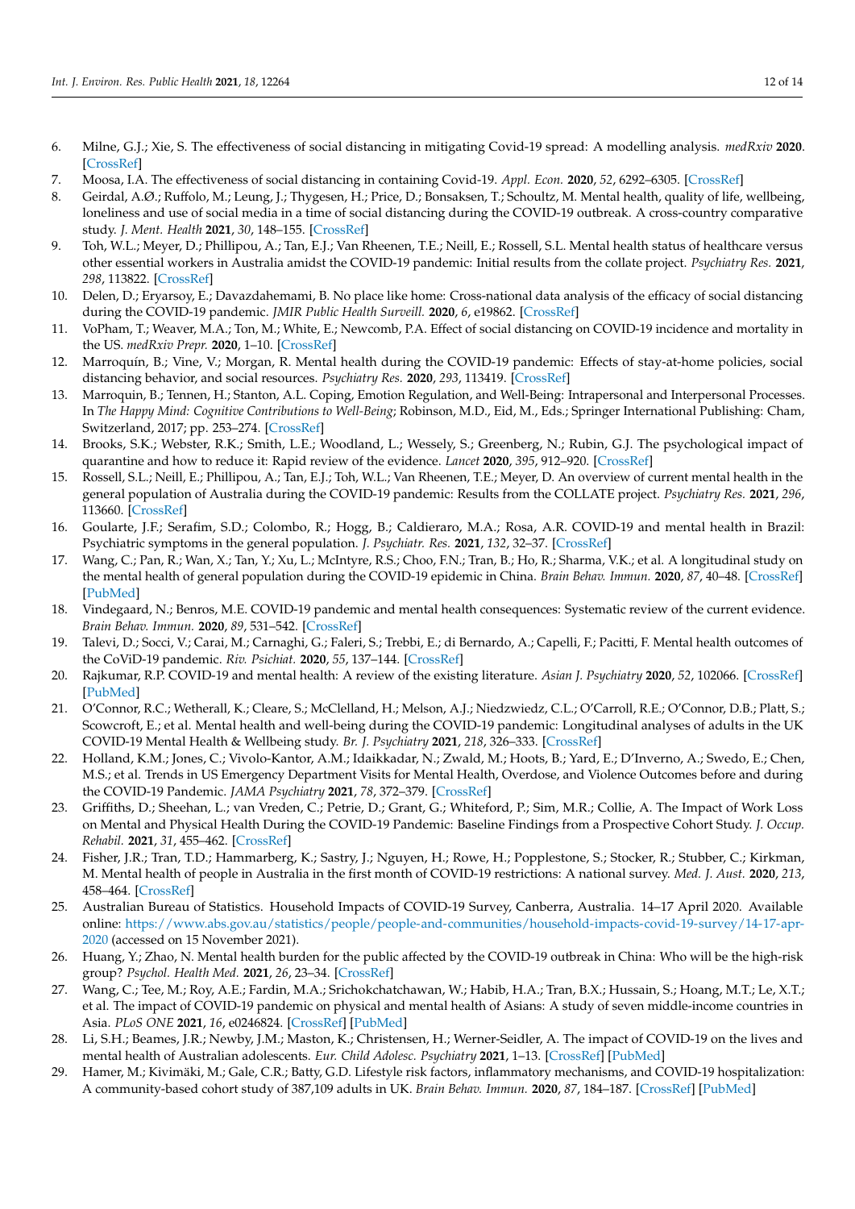6. Milne, G.J.; Xie, S. The effectiveness of social distancing in mitigating Covid-19 spread: A modelling analysis. *medRxiv* **2020**. [CrossRef]
7. Moosa, I.A. The effectiveness of social distancing in containing Covid-19. *Appl. Econ.* **2020**, *52*, 6292–6305. [CrossRef]
8. Geirdal, A.Ø.; Ruffolo, M.; Leung, J.; Thygesen, H.; Price, D.; Bonsaksen, T.; Schoultz, M. Mental health, quality of life, wellbeing, loneliness and use of social media in a time of social distancing during the COVID-19 outbreak. A cross-country comparative study. *J. Ment. Health* **2021**, *30*, 148–155. [CrossRef]
9. Toh, W.L.; Meyer, D.; Phillipou, A.; Tan, E.J.; Van Rheenen, T.E.; Neill, E.; Rossell, S.L. Mental health status of healthcare versus other essential workers in Australia amidst the COVID-19 pandemic: Initial results from the collate project. *Psychiatry Res.* **2021**, *298*, 113822. [CrossRef]
10. Delen, D.; Eryarsoy, E.; Davazdahemami, B. No place like home: Cross-national data analysis of the efficacy of social distancing during the COVID-19 pandemic. *JMIR Public Health Surveill.* **2020**, *6*, e19862. [CrossRef]
11. VoPham, T.; Weaver, M.A.; Ton, M.; White, E.; Newcomb, P.A. Effect of social distancing on COVID-19 incidence and mortality in the US. *medRxiv Prepr.* **2020**, 1–10. [CrossRef]
12. Marroquín, B.; Vine, V.; Morgan, R. Mental health during the COVID-19 pandemic: Effects of stay-at-home policies, social distancing behavior, and social resources. *Psychiatry Res.* **2020**, *293*, 113419. [CrossRef]
13. Marroquin, B.; Tennen, H.; Stanton, A.L. Coping, Emotion Regulation, and Well-Being: Intrapersonal and Interpersonal Processes. In *The Happy Mind: Cognitive Contributions to Well-Being*; Robinson, M.D., Eid, M., Eds.; Springer International Publishing: Cham, Switzerland, 2017; pp. 253–274. [CrossRef]
14. Brooks, S.K.; Webster, R.K.; Smith, L.E.; Woodland, L.; Wessely, S.; Greenberg, N.; Rubin, G.J. The psychological impact of quarantine and how to reduce it: Rapid review of the evidence. *Lancet* **2020**, *395*, 912–920. [CrossRef]
15. Rossell, S.L.; Neill, E.; Phillipou, A.; Tan, E.J.; Toh, W.L.; Van Rheenen, T.E.; Meyer, D. An overview of current mental health in the general population of Australia during the COVID-19 pandemic: Results from the COLLATE project. *Psychiatry Res.* **2021**, *296*, 113660. [CrossRef]
16. Goularte, J.F.; Serafim, S.D.; Colombo, R.; Hogg, B.; Caldieraro, M.A.; Rosa, A.R. COVID-19 and mental health in Brazil: Psychiatric symptoms in the general population. *J. Psychiatr. Res.* **2021**, *132*, 32–37. [CrossRef]
17. Wang, C.; Pan, R.; Wan, X.; Tan, Y.; Xu, L.; McIntyre, R.S.; Choo, F.N.; Tran, B.; Ho, R.; Sharma, V.K.; et al. A longitudinal study on the mental health of general population during the COVID-19 epidemic in China. *Brain Behav. Immun.* **2020**, *87*, 40–48. [CrossRef] [PubMed]
18. Vindegaard, N.; Benros, M.E. COVID-19 pandemic and mental health consequences: Systematic review of the current evidence. *Brain Behav. Immun.* **2020**, *89*, 531–542. [CrossRef]
19. Talevi, D.; Socci, V.; Carai, M.; Carnaghi, G.; Faleri, S.; Trebbi, E.; di Bernardo, A.; Capelli, F.; Pacitti, F. Mental health outcomes of the CoViD-19 pandemic. *Riv. Psichiat.* **2020**, *55*, 137–144. [CrossRef]
20. Rajkumar, R.P. COVID-19 and mental health: A review of the existing literature. *Asian J. Psychiatry* **2020**, *52*, 102066. [CrossRef] [PubMed]
21. O'Connor, R.C.; Wetherall, K.; Cleare, S.; McClelland, H.; Melson, A.J.; Niedzwiedz, C.L.; O'Carroll, R.E.; O'Connor, D.B.; Platt, S.; Scowcroft, E.; et al. Mental health and well-being during the COVID-19 pandemic: Longitudinal analyses of adults in the UK COVID-19 Mental Health & Wellbeing study. *Br. J. Psychiatry* **2021**, *218*, 326–333. [CrossRef]
22. Holland, K.M.; Jones, C.; Vivolo-Kantor, A.M.; Idaikkadar, N.; Zwald, M.; Hoots, B.; Yard, E.; D'Inverno, A.; Swedo, E.; Chen, M.S.; et al. Trends in US Emergency Department Visits for Mental Health, Overdose, and Violence Outcomes before and during the COVID-19 Pandemic. *JAMA Psychiatry* **2021**, *78*, 372–379. [CrossRef]
23. Griffiths, D.; Sheehan, L.; van Vreden, C.; Petrie, D.; Grant, G.; Whiteford, P.; Sim, M.R.; Collie, A. The Impact of Work Loss on Mental and Physical Health During the COVID-19 Pandemic: Baseline Findings from a Prospective Cohort Study. *J. Occup. Rehabil.* **2021**, *31*, 455–462. [CrossRef]
24. Fisher, J.R.; Tran, T.D.; Hammarberg, K.; Sastry, J.; Nguyen, H.; Rowe, H.; Popplestone, S.; Stocker, R.; Stubber, C.; Kirkman, M. Mental health of people in Australia in the first month of COVID-19 restrictions: A national survey. *Med. J. Aust.* **2020**, *213*, 458–464. [CrossRef]
25. Australian Bureau of Statistics. Household Impacts of COVID-19 Survey, Canberra, Australia. 14–17 April 2020. Available online: https://www.abs.gov.au/statistics/people/people-and-communities/household-impacts-covid-19-survey/14-17-apr-2020 (accessed on 15 November 2021).
26. Huang, Y.; Zhao, N. Mental health burden for the public affected by the COVID-19 outbreak in China: Who will be the high-risk group? *Psychol. Health Med.* **2021**, *26*, 23–34. [CrossRef]
27. Wang, C.; Tee, M.; Roy, A.E.; Fardin, M.A.; Srichokchatchawan, W.; Habib, H.A.; Tran, B.X.; Hussain, S.; Hoang, M.T.; Le, X.T.; et al. The impact of COVID-19 pandemic on physical and mental health of Asians: A study of seven middle-income countries in Asia. *PLoS ONE* **2021**, *16*, e0246824. [CrossRef] [PubMed]
28. Li, S.H.; Beames, J.R.; Newby, J.M.; Maston, K.; Christensen, H.; Werner-Seidler, A. The impact of COVID-19 on the lives and mental health of Australian adolescents. *Eur. Child Adolesc. Psychiatry* **2021**, 1–13. [CrossRef] [PubMed]
29. Hamer, M.; Kivimäki, M.; Gale, C.R.; Batty, G.D. Lifestyle risk factors, inflammatory mechanisms, and COVID-19 hospitalization: A community-based cohort study of 387,109 adults in UK. *Brain Behav. Immun.* **2020**, *87*, 184–187. [CrossRef] [PubMed]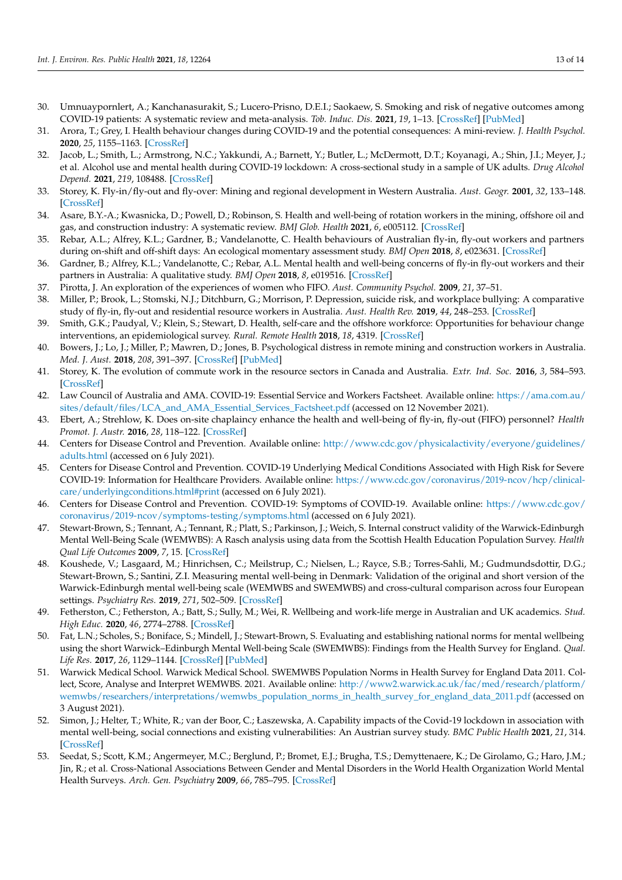30. Umnuaypornlert, A.; Kanchanasurakit, S.; Lucero-Prisno, D.E.I.; Saokaew, S. Smoking and risk of negative outcomes among COVID-19 patients: A systematic review and meta-analysis. *Tob. Induc. Dis.* **2021**, *19*, 1–13. [CrossRef] [PubMed]
31. Arora, T.; Grey, I. Health behaviour changes during COVID-19 and the potential consequences: A mini-review. *J. Health Psychol.* **2020**, *25*, 1155–1163. [CrossRef]
32. Jacob, L.; Smith, L.; Armstrong, N.C.; Yakkundi, A.; Barnett, Y.; Butler, L.; McDermott, D.T.; Koyanagi, A.; Shin, J.I.; Meyer, J.; et al. Alcohol use and mental health during COVID-19 lockdown: A cross-sectional study in a sample of UK adults. *Drug Alcohol Depend.* **2021**, *219*, 108488. [CrossRef]
33. Storey, K. Fly-in/fly-out and fly-over: Mining and regional development in Western Australia. *Aust. Geogr.* **2001**, *32*, 133–148. [CrossRef]
34. Asare, B.Y.-A.; Kwasnicka, D.; Powell, D.; Robinson, S. Health and well-being of rotation workers in the mining, offshore oil and gas, and construction industry: A systematic review. *BMJ Glob. Health* **2021**, *6*, e005112. [CrossRef]
35. Rebar, A.L.; Alfrey, K.L.; Gardner, B.; Vandelanotte, C. Health behaviours of Australian fly-in, fly-out workers and partners during on-shift and off-shift days: An ecological momentary assessment study. *BMJ Open* **2018**, *8*, e023631. [CrossRef]
36. Gardner, B.; Alfrey, K.L.; Vandelanotte, C.; Rebar, A.L. Mental health and well-being concerns of fly-in fly-out workers and their partners in Australia: A qualitative study. *BMJ Open* **2018**, *8*, e019516. [CrossRef]
37. Pirotta, J. An exploration of the experiences of women who FIFO. *Aust. Community Psychol.* **2009**, *21*, 37–51.
38. Miller, P.; Brook, L.; Stomski, N.J.; Ditchburn, G.; Morrison, P. Depression, suicide risk, and workplace bullying: A comparative study of fly-in, fly-out and residential resource workers in Australia. *Aust. Health Rev.* **2019**, *44*, 248–253. [CrossRef]
39. Smith, G.K.; Paudyal, V.; Klein, S.; Stewart, D. Health, self-care and the offshore workforce: Opportunities for behaviour change interventions, an epidemiological survey. *Rural. Remote Health* **2018**, *18*, 4319. [CrossRef]
40. Bowers, J.; Lo, J.; Miller, P.; Mawren, D.; Jones, B. Psychological distress in remote mining and construction workers in Australia. *Med. J. Aust.* **2018**, *208*, 391–397. [CrossRef] [PubMed]
41. Storey, K. The evolution of commute work in the resource sectors in Canada and Australia. *Extr. Ind. Soc.* **2016**, *3*, 584–593. [CrossRef]
42. Law Council of Australia and AMA. COVID-19: Essential Service and Workers Factsheet. Available online: https://ama.com.au/sites/default/files/LCA_and_AMA_Essential_Services_Factsheet.pdf (accessed on 12 November 2021).
43. Ebert, A.; Strehlow, K. Does on-site chaplaincy enhance the health and well-being of fly-in, fly-out (FIFO) personnel? *Health Promot. J. Austr.* **2016**, *28*, 118–122. [CrossRef]
44. Centers for Disease Control and Prevention. Available online: http://www.cdc.gov/physicalactivity/everyone/guidelines/adults.html (accessed on 6 July 2021).
45. Centers for Disease Control and Prevention. COVID-19 Underlying Medical Conditions Associated with High Risk for Severe COVID-19: Information for Healthcare Providers. Available online: https://www.cdc.gov/coronavirus/2019-ncov/hcp/clinical-care/underlyingconditions.html#print (accessed on 6 July 2021).
46. Centers for Disease Control and Prevention. COVID-19: Symptoms of COVID-19. Available online: https://www.cdc.gov/coronavirus/2019-ncov/symptoms-testing/symptoms.html (accessed on 6 July 2021).
47. Stewart-Brown, S.; Tennant, A.; Tennant, R.; Platt, S.; Parkinson, J.; Weich, S. Internal construct validity of the Warwick-Edinburgh Mental Well-Being Scale (WEMWBS): A Rasch analysis using data from the Scottish Health Education Population Survey. *Health Qual Life Outcomes* **2009**, *7*, 15. [CrossRef]
48. Koushede, V.; Lasgaard, M.; Hinrichsen, C.; Meilstrup, C.; Nielsen, L.; Rayce, S.B.; Torres-Sahli, M.; Gudmundsdottir, D.G.; Stewart-Brown, S.; Santini, Z.I. Measuring mental well-being in Denmark: Validation of the original and short version of the Warwick-Edinburgh mental well-being scale (WEMWBS and SWEMWBS) and cross-cultural comparison across four European settings. *Psychiatry Res.* **2019**, *271*, 502–509. [CrossRef]
49. Fetherston, C.; Fetherston, A.; Batt, S.; Sully, M.; Wei, R. Wellbeing and work-life merge in Australian and UK academics. *Stud. High Educ.* **2020**, *46*, 2774–2788. [CrossRef]
50. Fat, L.N.; Scholes, S.; Boniface, S.; Mindell, J.; Stewart-Brown, S. Evaluating and establishing national norms for mental wellbeing using the short Warwick–Edinburgh Mental Well-being Scale (SWEMWBS): Findings from the Health Survey for England. *Qual. Life Res.* **2017**, *26*, 1129–1144. [CrossRef] [PubMed]
51. Warwick Medical School. Warwick Medical School. SWEMWBS Population Norms in Health Survey for England Data 2011. Collect, Score, Analyse and Interpret WEMWBS. 2021. Available online: http://www2.warwick.ac.uk/fac/med/research/platform/wemwbs/researchers/interpretations/wemwbs_population_norms_in_health_survey_for_england_data_2011.pdf (accessed on 3 August 2021).
52. Simon, J.; Helter, T.; White, R.; van der Boor, C.; Łaszewska, A. Capability impacts of the Covid-19 lockdown in association with mental well-being, social connections and existing vulnerabilities: An Austrian survey study. *BMC Public Health* **2021**, *21*, 314. [CrossRef]
53. Seedat, S.; Scott, K.M.; Angermeyer, M.C.; Berglund, P.; Bromet, E.J.; Brugha, T.S.; Demyttenaere, K.; De Girolamo, G.; Haro, J.M.; Jin, R.; et al. Cross-National Associations Between Gender and Mental Disorders in the World Health Organization World Mental Health Surveys. *Arch. Gen. Psychiatry* **2009**, *66*, 785–795. [CrossRef]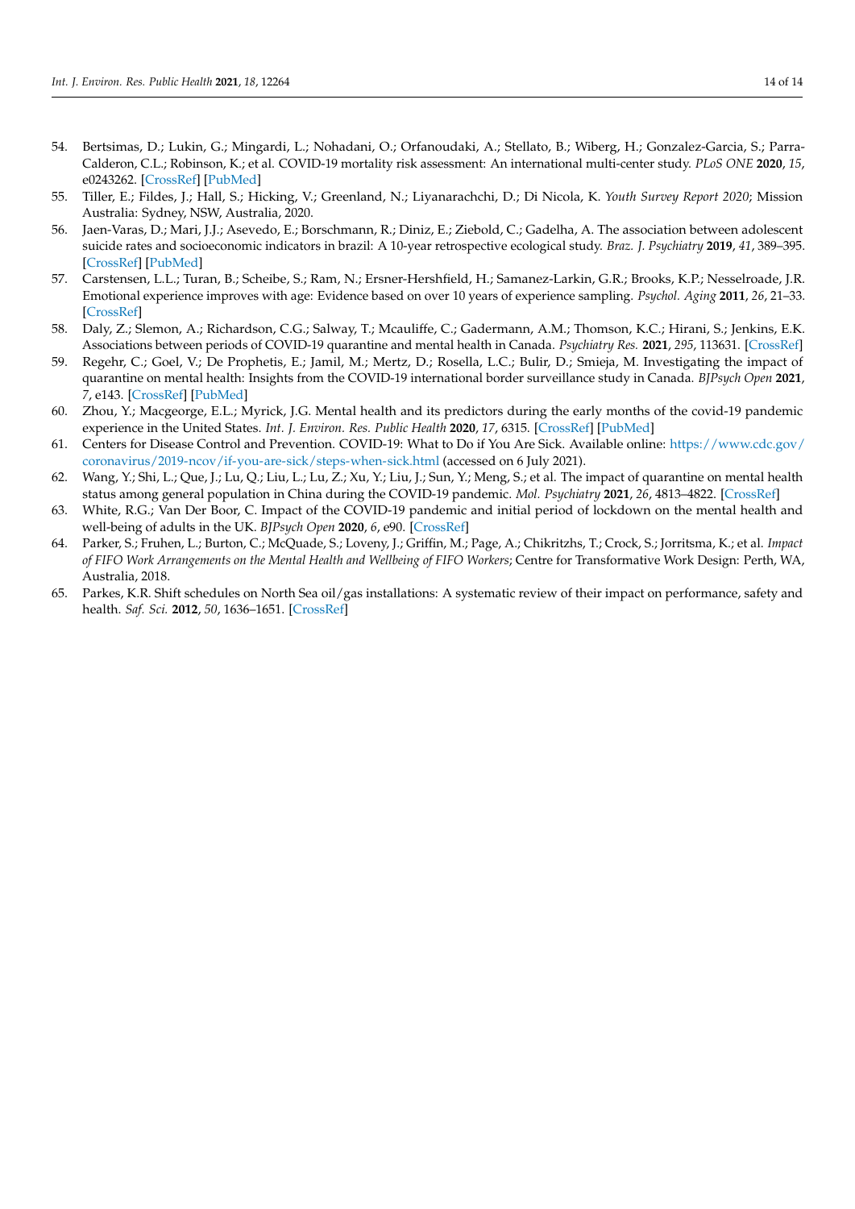54. Bertsimas, D.; Lukin, G.; Mingardi, L.; Nohadani, O.; Orfanoudaki, A.; Stellato, B.; Wiberg, H.; Gonzalez-Garcia, S.; Parra-Calderon, C.L.; Robinson, K.; et al. COVID-19 mortality risk assessment: An international multi-center study. *PLoS ONE* **2020**, *15*, e0243262. [CrossRef] [PubMed]
55. Tiller, E.; Fildes, J.; Hall, S.; Hicking, V.; Greenland, N.; Liyanarachchi, D.; Di Nicola, K. *Youth Survey Report 2020*; Mission Australia: Sydney, NSW, Australia, 2020.
56. Jaen-Varas, D.; Mari, J.J.; Asevedo, E.; Borschmann, R.; Diniz, E.; Ziebold, C.; Gadelha, A. The association between adolescent suicide rates and socioeconomic indicators in brazil: A 10-year retrospective ecological study. *Braz. J. Psychiatry* **2019**, *41*, 389–395. [CrossRef] [PubMed]
57. Carstensen, L.L.; Turan, B.; Scheibe, S.; Ram, N.; Ersner-Hershfield, H.; Samanez-Larkin, G.R.; Brooks, K.P.; Nesselroade, J.R. Emotional experience improves with age: Evidence based on over 10 years of experience sampling. *Psychol. Aging* **2011**, *26*, 21–33. [CrossRef]
58. Daly, Z.; Slemon, A.; Richardson, C.G.; Salway, T.; Mcauliffe, C.; Gadermann, A.M.; Thomson, K.C.; Hirani, S.; Jenkins, E.K. Associations between periods of COVID-19 quarantine and mental health in Canada. *Psychiatry Res.* **2021**, *295*, 113631. [CrossRef]
59. Regehr, C.; Goel, V.; De Prophetis, E.; Jamil, M.; Mertz, D.; Rosella, L.C.; Bulir, D.; Smieja, M. Investigating the impact of quarantine on mental health: Insights from the COVID-19 international border surveillance study in Canada. *BJPsych Open* **2021**, *7*, e143. [CrossRef] [PubMed]
60. Zhou, Y.; Macgeorge, E.L.; Myrick, J.G. Mental health and its predictors during the early months of the covid-19 pandemic experience in the United States. *Int. J. Environ. Res. Public Health* **2020**, *17*, 6315. [CrossRef] [PubMed]
61. Centers for Disease Control and Prevention. COVID-19: What to Do if You Are Sick. Available online: https://www.cdc.gov/coronavirus/2019-ncov/if-you-are-sick/steps-when-sick.html (accessed on 6 July 2021).
62. Wang, Y.; Shi, L.; Que, J.; Lu, Q.; Liu, L.; Lu, Z.; Xu, Y.; Liu, J.; Sun, Y.; Meng, S.; et al. The impact of quarantine on mental health status among general population in China during the COVID-19 pandemic. *Mol. Psychiatry* **2021**, *26*, 4813–4822. [CrossRef]
63. White, R.G.; Van Der Boor, C. Impact of the COVID-19 pandemic and initial period of lockdown on the mental health and well-being of adults in the UK. *BJPsych Open* **2020**, *6*, e90. [CrossRef]
64. Parker, S.; Fruhen, L.; Burton, C.; McQuade, S.; Loveny, J.; Griffin, M.; Page, A.; Chikritzhs, T.; Crock, S.; Jorritsma, K.; et al. *Impact of FIFO Work Arrangements on the Mental Health and Wellbeing of FIFO Workers*; Centre for Transformative Work Design: Perth, WA, Australia, 2018.
65. Parkes, K.R. Shift schedules on North Sea oil/gas installations: A systematic review of their impact on performance, safety and health. *Saf. Sci.* **2012**, *50*, 1636–1651. [CrossRef]